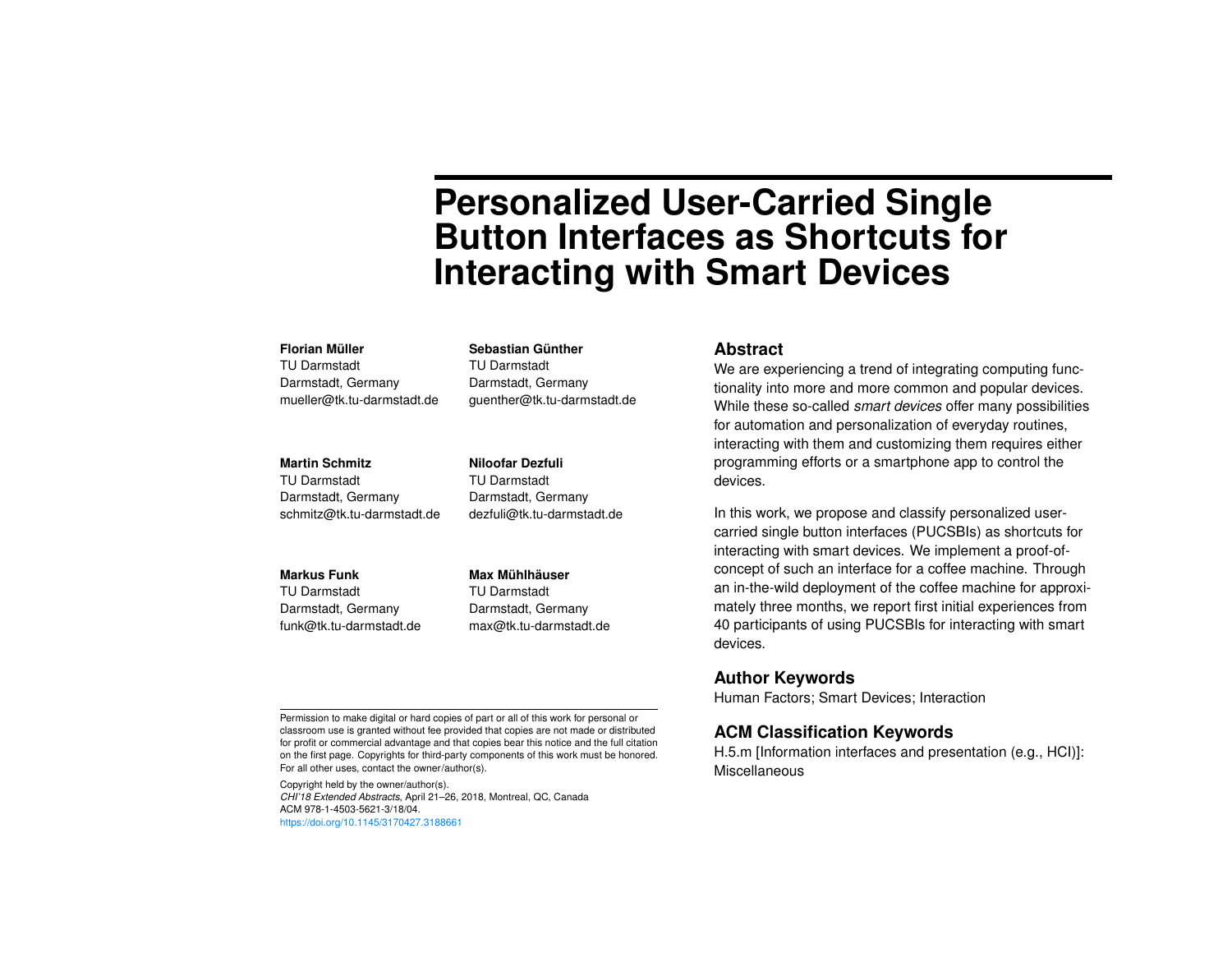# Personalized User-Carried Single Button Interfaces as Shortcuts for Interacting with Smart Devices

**Florian Müller**
TU Darmstadt
Darmstadt, Germany
mueller@tk.tu-darmstadt.de

**Sebastian Günther**
TU Darmstadt
Darmstadt, Germany
guenther@tk.tu-darmstadt.de

**Martin Schmitz**
TU Darmstadt
Darmstadt, Germany
schmitz@tk.tu-darmstadt.de

**Niloofar Dezfuli**
TU Darmstadt
Darmstadt, Germany
dezfuli@tk.tu-darmstadt.de

**Markus Funk**
TU Darmstadt
Darmstadt, Germany
funk@tk.tu-darmstadt.de

**Max Mühlhäuser**
TU Darmstadt
Darmstadt, Germany
max@tk.tu-darmstadt.de

Permission to make digital or hard copies of part or all of this work for personal or classroom use is granted without fee provided that copies are not made or distributed for profit or commercial advantage and that copies bear this notice and the full citation on the first page. Copyrights for third-party components of this work must be honored. For all other uses, contact the owner/author(s).

Copyright held by the owner/author(s).
*CHI'18 Extended Abstracts*, April 21–26, 2018, Montreal, QC, Canada
ACM 978-1-4503-5621-3/18/04.
https://doi.org/10.1145/3170427.3188661

## Abstract

We are experiencing a trend of integrating computing functionality into more and more common and popular devices. While these so-called *smart devices* offer many possibilities for automation and personalization of everyday routines, interacting with them and customizing them requires either programming efforts or a smartphone app to control the devices.

In this work, we propose and classify personalized user-carried single button interfaces (PUCSBIs) as shortcuts for interacting with smart devices. We implement a proof-of-concept of such an interface for a coffee machine. Through an in-the-wild deployment of the coffee machine for approximately three months, we report first initial experiences from 40 participants of using PUCSBIs for interacting with smart devices.

## Author Keywords

Human Factors; Smart Devices; Interaction

## ACM Classification Keywords

H.5.m [Information interfaces and presentation (e.g., HCI)]: Miscellaneous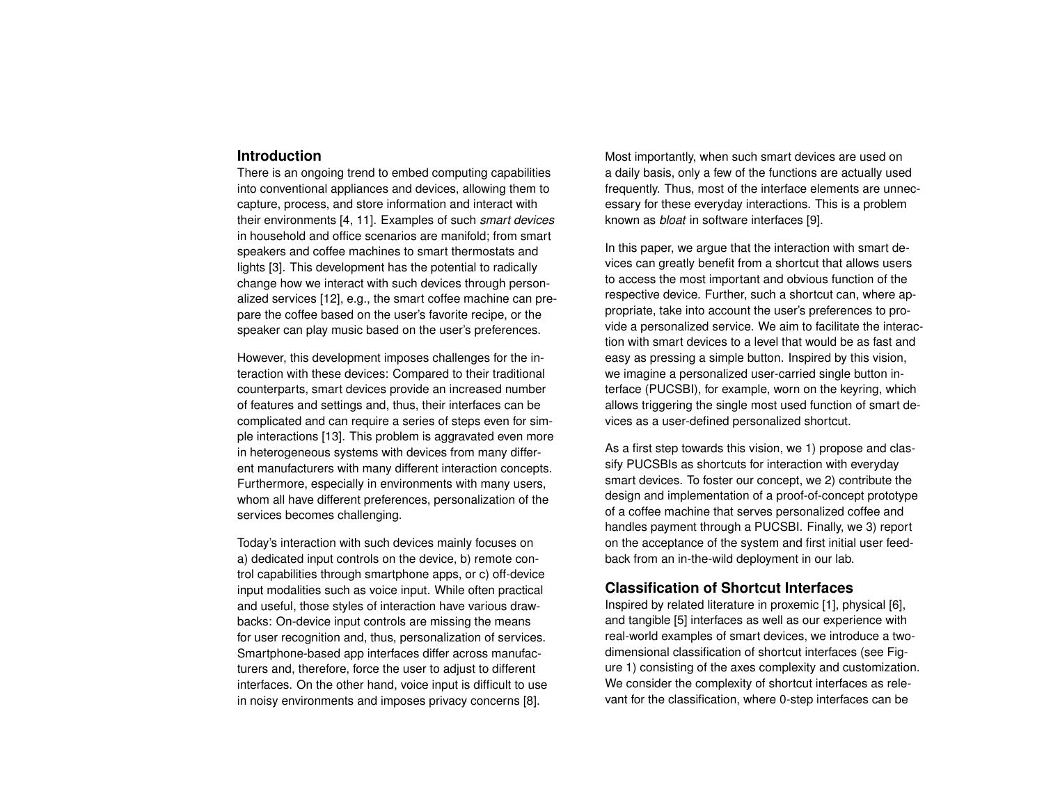## Introduction

There is an ongoing trend to embed computing capabilities into conventional appliances and devices, allowing them to capture, process, and store information and interact with their environments [4, 11]. Examples of such *smart devices* in household and office scenarios are manifold; from smart speakers and coffee machines to smart thermostats and lights [3]. This development has the potential to radically change how we interact with such devices through personalized services [12], e.g., the smart coffee machine can prepare the coffee based on the user's favorite recipe, or the speaker can play music based on the user's preferences.

However, this development imposes challenges for the interaction with these devices: Compared to their traditional counterparts, smart devices provide an increased number of features and settings and, thus, their interfaces can be complicated and can require a series of steps even for simple interactions [13]. This problem is aggravated even more in heterogeneous systems with devices from many different manufacturers with many different interaction concepts. Furthermore, especially in environments with many users, whom all have different preferences, personalization of the services becomes challenging.

Today's interaction with such devices mainly focuses on a) dedicated input controls on the device, b) remote control capabilities through smartphone apps, or c) off-device input modalities such as voice input. While often practical and useful, those styles of interaction have various drawbacks: On-device input controls are missing the means for user recognition and, thus, personalization of services. Smartphone-based app interfaces differ across manufacturers and, therefore, force the user to adjust to different interfaces. On the other hand, voice input is difficult to use in noisy environments and imposes privacy concerns [8].

Most importantly, when such smart devices are used on a daily basis, only a few of the functions are actually used frequently. Thus, most of the interface elements are unnecessary for these everyday interactions. This is a problem known as *bloat* in software interfaces [9].

In this paper, we argue that the interaction with smart devices can greatly benefit from a shortcut that allows users to access the most important and obvious function of the respective device. Further, such a shortcut can, where appropriate, take into account the user's preferences to provide a personalized service. We aim to facilitate the interaction with smart devices to a level that would be as fast and easy as pressing a simple button. Inspired by this vision, we imagine a personalized user-carried single button interface (PUCSBI), for example, worn on the keyring, which allows triggering the single most used function of smart devices as a user-defined personalized shortcut.

As a first step towards this vision, we 1) propose and classify PUCSBIs as shortcuts for interaction with everyday smart devices. To foster our concept, we 2) contribute the design and implementation of a proof-of-concept prototype of a coffee machine that serves personalized coffee and handles payment through a PUCSBI. Finally, we 3) report on the acceptance of the system and first initial user feedback from an in-the-wild deployment in our lab.

## Classification of Shortcut Interfaces

Inspired by related literature in proxemic [1], physical [6], and tangible [5] interfaces as well as our experience with real-world examples of smart devices, we introduce a two-dimensional classification of shortcut interfaces (see Figure 1) consisting of the axes complexity and customization. We consider the complexity of shortcut interfaces as relevant for the classification, where 0-step interfaces can be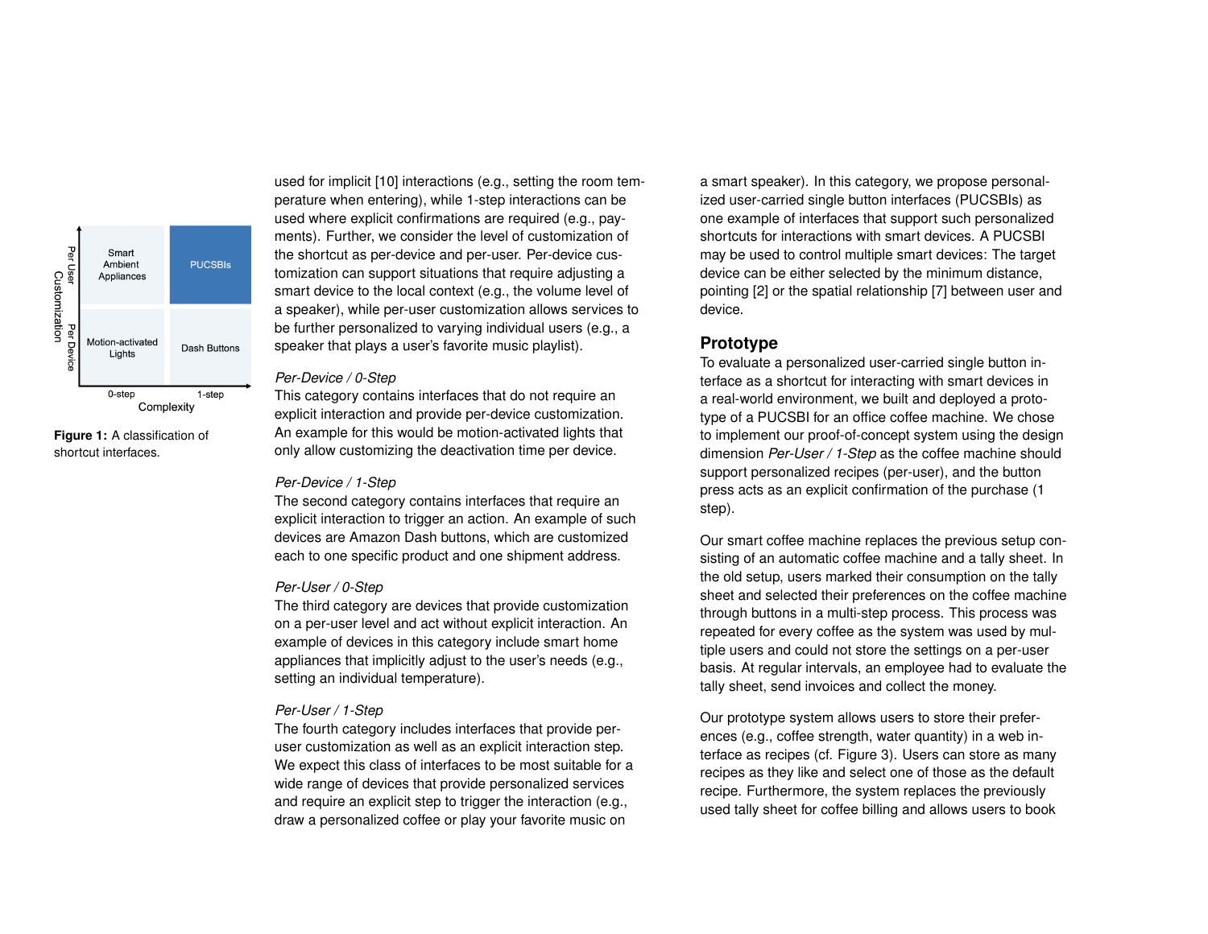Smart Ambient Appliances

PUCSBIs

Motion-activated Lights

Dash Buttons

Per User

Per Device

Customization

0-step

1-step

Complexity

**Figure 1:** A classification of shortcut interfaces.

used for implicit [10] interactions (e.g., setting the room temperature when entering), while 1-step interactions can be used where explicit confirmations are required (e.g., payments). Further, we consider the level of customization of the shortcut as per-device and per-user. Per-device customization can support situations that require adjusting a smart device to the local context (e.g., the volume level of a speaker), while per-user customization allows services to be further personalized to varying individual users (e.g., a speaker that plays a user's favorite music playlist).

*Per-Device / 0-Step*

This category contains interfaces that do not require an explicit interaction and provide per-device customization. An example for this would be motion-activated lights that only allow customizing the deactivation time per device.

*Per-Device / 1-Step*

The second category contains interfaces that require an explicit interaction to trigger an action. An example of such devices are Amazon Dash buttons, which are customized each to one specific product and one shipment address.

*Per-User / 0-Step*

The third category are devices that provide customization on a per-user level and act without explicit interaction. An example of devices in this category include smart home appliances that implicitly adjust to the user's needs (e.g., setting an individual temperature).

*Per-User / 1-Step*

The fourth category includes interfaces that provide per-user customization as well as an explicit interaction step. We expect this class of interfaces to be most suitable for a wide range of devices that provide personalized services and require an explicit step to trigger the interaction (e.g., draw a personalized coffee or play your favorite music on a smart speaker). In this category, we propose personalized user-carried single button interfaces (PUCSBIs) as one example of interfaces that support such personalized shortcuts for interactions with smart devices. A PUCSBI may be used to control multiple smart devices: The target device can be either selected by the minimum distance, pointing [2] or the spatial relationship [7] between user and device.

## Prototype

To evaluate a personalized user-carried single button interface as a shortcut for interacting with smart devices in a real-world environment, we built and deployed a prototype of a PUCSBI for an office coffee machine. We chose to implement our proof-of-concept system using the design dimension *Per-User / 1-Step* as the coffee machine should support personalized recipes (per-user), and the button press acts as an explicit confirmation of the purchase (1 step).

Our smart coffee machine replaces the previous setup consisting of an automatic coffee machine and a tally sheet. In the old setup, users marked their consumption on the tally sheet and selected their preferences on the coffee machine through buttons in a multi-step process. This process was repeated for every coffee as the system was used by multiple users and could not store the settings on a per-user basis. At regular intervals, an employee had to evaluate the tally sheet, send invoices and collect the money.

Our prototype system allows users to store their preferences (e.g., coffee strength, water quantity) in a web interface as recipes (cf. Figure 3). Users can store as many recipes as they like and select one of those as the default recipe. Furthermore, the system replaces the previously used tally sheet for coffee billing and allows users to book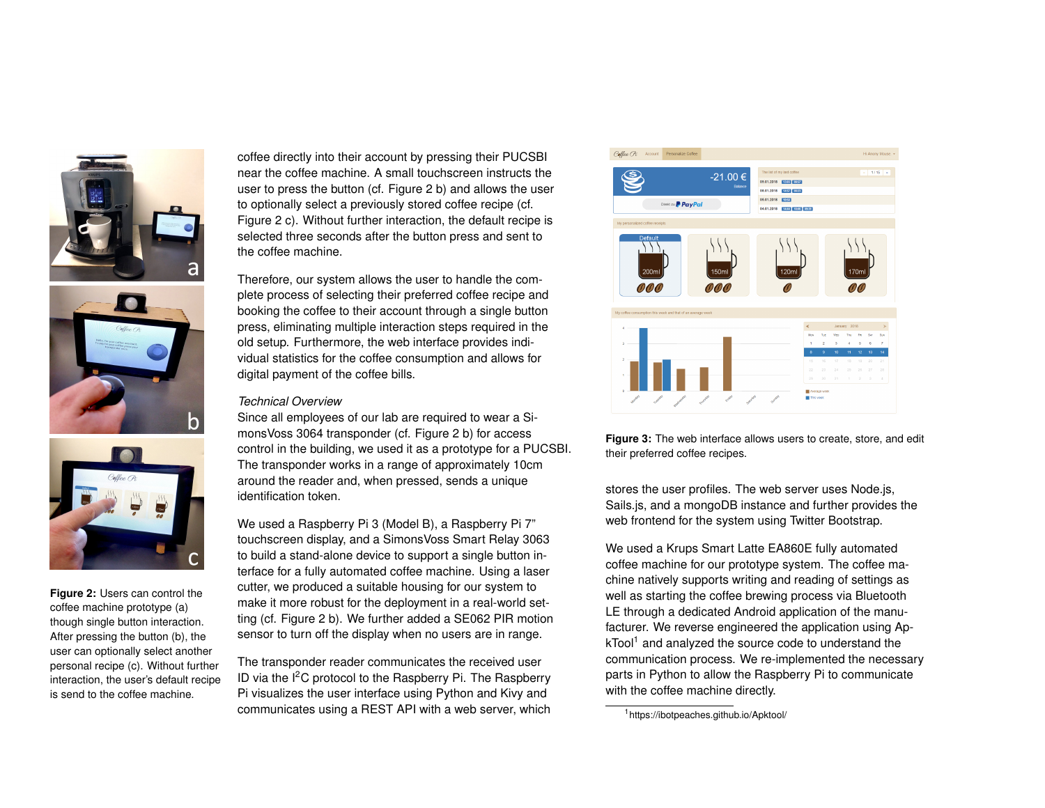coffee directly into their account by pressing their PUCSBI near the coffee machine. A small touchscreen instructs the user to press the button (cf. Figure 2 b) and allows the user to optionally select a previously stored coffee recipe (cf. Figure 2 c). Without further interaction, the default recipe is selected three seconds after the button press and sent to the coffee machine.

Therefore, our system allows the user to handle the complete process of selecting their preferred coffee recipe and booking the coffee to their account through a single button press, eliminating multiple interaction steps required in the old setup. Furthermore, the web interface provides individual statistics for the coffee consumption and allows for digital payment of the coffee bills.

*Technical Overview*

Since all employees of our lab are required to wear a SimonsVoss 3064 transponder (cf. Figure 2 b) for access control in the building, we used it as a prototype for a PUCSBI. The transponder works in a range of approximately 10cm around the reader and, when pressed, sends a unique identification token.

We used a Raspberry Pi 3 (Model B), a Raspberry Pi 7" touchscreen display, and a SimonsVoss Smart Relay 3063 to build a stand-alone device to support a single button interface for a fully automated coffee machine. Using a laser cutter, we produced a suitable housing for our system to make it more robust for the deployment in a real-world setting (cf. Figure 2 b). We further added a SE062 PIR motion sensor to turn off the display when no users are in range.

The transponder reader communicates the received user ID via the $I^2C$ protocol to the Raspberry Pi. The Raspberry Pi visualizes the user interface using Python and Kivy and communicates using a REST API with a web server, which stores the user profiles. The web server uses Node.js, Sails.js, and a mongoDB instance and further provides the web frontend for the system using Twitter Bootstrap.

**Figure 2:** Users can control the coffee machine prototype (a) though single button interaction. After pressing the button (b), the user can optionally select another personal recipe (c). Without further interaction, the user's default recipe is send to the coffee machine.

**Figure 3:** The web interface allows users to create, store, and edit their preferred coffee recipes.

We used a Krups Smart Latte EA860E fully automated coffee machine for our prototype system. The coffee machine natively supports writing and reading of settings as well as starting the coffee brewing process via Bluetooth LE through a dedicated Android application of the manufacturer. We reverse engineered the application using ApkTool[1] and analyzed the source code to understand the communication process. We re-implemented the necessary parts in Python to allow the Raspberry Pi to communicate with the coffee machine directly.

[1] https://ibotpeaches.github.io/Apktool/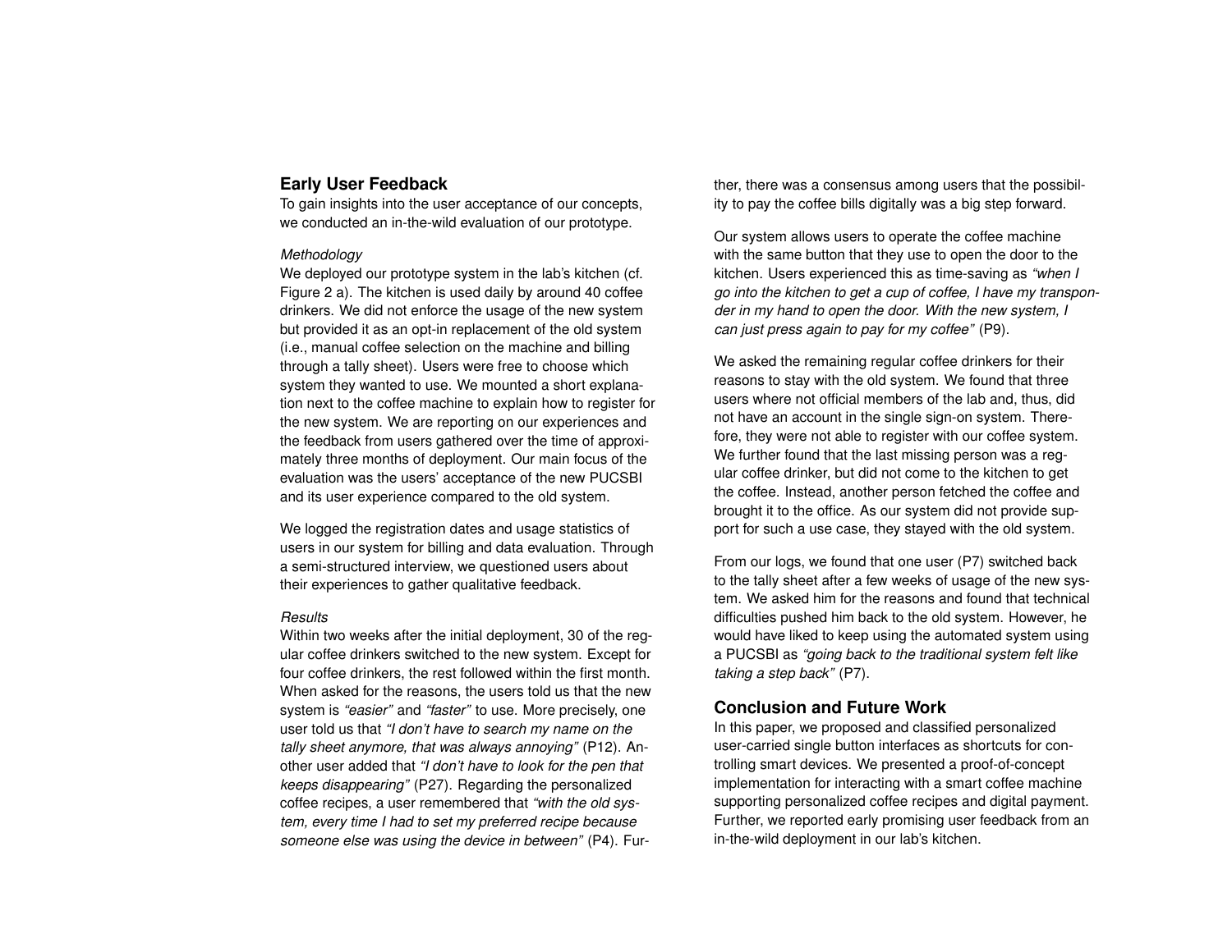## Early User Feedback

To gain insights into the user acceptance of our concepts, we conducted an in-the-wild evaluation of our prototype.

### *Methodology*

We deployed our prototype system in the lab's kitchen (cf. Figure 2 a). The kitchen is used daily by around 40 coffee drinkers. We did not enforce the usage of the new system but provided it as an opt-in replacement of the old system (i.e., manual coffee selection on the machine and billing through a tally sheet). Users were free to choose which system they wanted to use. We mounted a short explanation next to the coffee machine to explain how to register for the new system. We are reporting on our experiences and the feedback from users gathered over the time of approximately three months of deployment. Our main focus of the evaluation was the users' acceptance of the new PUCSBI and its user experience compared to the old system.

We logged the registration dates and usage statistics of users in our system for billing and data evaluation. Through a semi-structured interview, we questioned users about their experiences to gather qualitative feedback.

### *Results*

Within two weeks after the initial deployment, 30 of the regular coffee drinkers switched to the new system. Except for four coffee drinkers, the rest followed within the first month. When asked for the reasons, the users told us that the new system is *"easier"* and *"faster"* to use. More precisely, one user told us that *"I don't have to search my name on the tally sheet anymore, that was always annoying"* (P12). Another user added that *"I don't have to look for the pen that keeps disappearing"* (P27). Regarding the personalized coffee recipes, a user remembered that *"with the old system, every time I had to set my preferred recipe because someone else was using the device in between"* (P4). Further, there was a consensus among users that the possibility to pay the coffee bills digitally was a big step forward.

Our system allows users to operate the coffee machine with the same button that they use to open the door to the kitchen. Users experienced this as time-saving as *"when I go into the kitchen to get a cup of coffee, I have my transponder in my hand to open the door. With the new system, I can just press again to pay for my coffee"* (P9).

We asked the remaining regular coffee drinkers for their reasons to stay with the old system. We found that three users where not official members of the lab and, thus, did not have an account in the single sign-on system. Therefore, they were not able to register with our coffee system. We further found that the last missing person was a regular coffee drinker, but did not come to the kitchen to get the coffee. Instead, another person fetched the coffee and brought it to the office. As our system did not provide support for such a use case, they stayed with the old system.

From our logs, we found that one user (P7) switched back to the tally sheet after a few weeks of usage of the new system. We asked him for the reasons and found that technical difficulties pushed him back to the old system. However, he would have liked to keep using the automated system using a PUCSBI as *"going back to the traditional system felt like taking a step back"* (P7).

## Conclusion and Future Work

In this paper, we proposed and classified personalized user-carried single button interfaces as shortcuts for controlling smart devices. We presented a proof-of-concept implementation for interacting with a smart coffee machine supporting personalized coffee recipes and digital payment. Further, we reported early promising user feedback from an in-the-wild deployment in our lab's kitchen.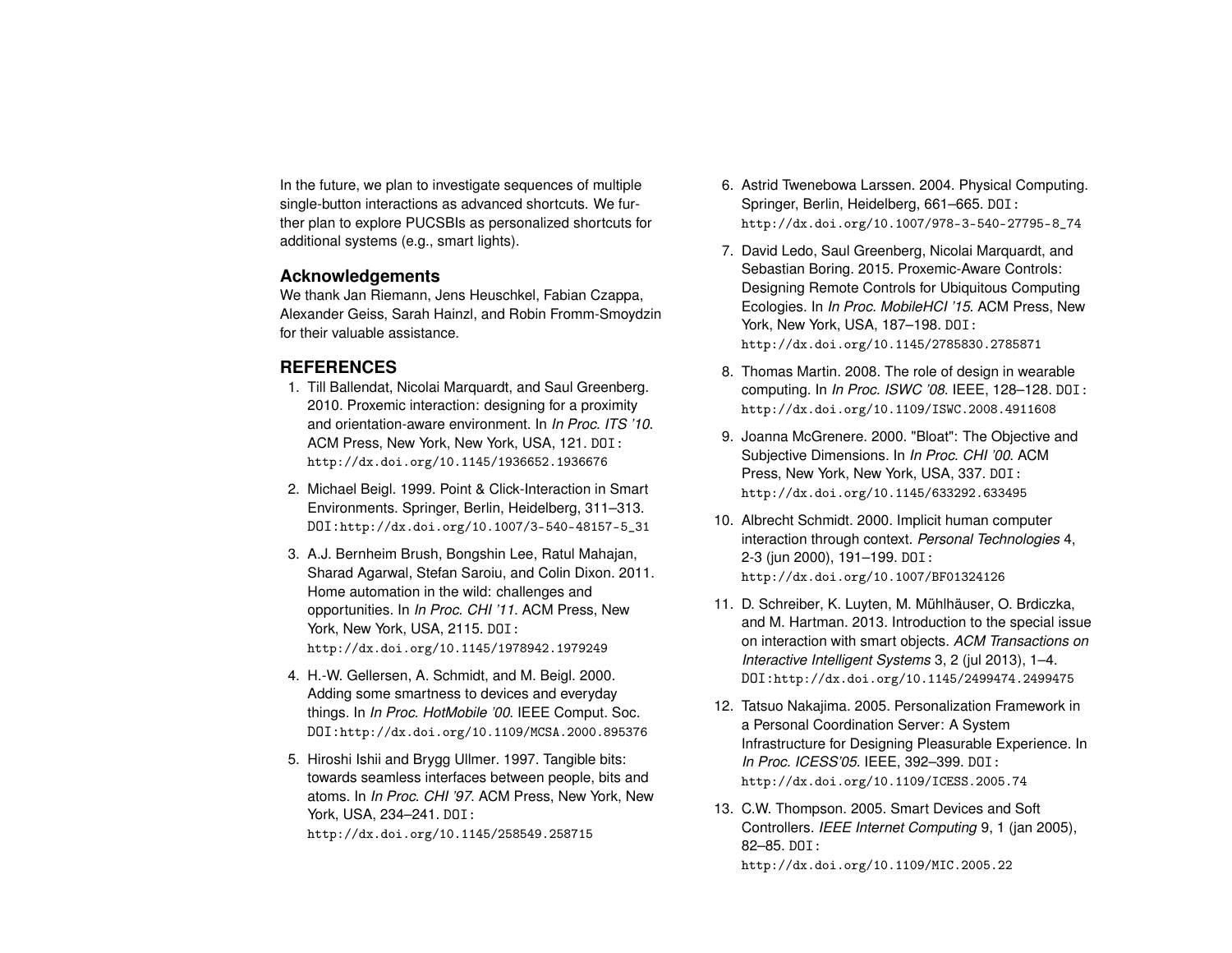In the future, we plan to investigate sequences of multiple single-button interactions as advanced shortcuts. We further plan to explore PUCSBIs as personalized shortcuts for additional systems (e.g., smart lights).

## Acknowledgements

We thank Jan Riemann, Jens Heuschkel, Fabian Czappa, Alexander Geiss, Sarah Hainzl, and Robin Fromm-Smoydzin for their valuable assistance.

## REFERENCES

1. Till Ballendat, Nicolai Marquardt, and Saul Greenberg. 2010. Proxemic interaction: designing for a proximity and orientation-aware environment. In *In Proc. ITS '10*. ACM Press, New York, New York, USA, 121. DOI: http://dx.doi.org/10.1145/1936652.1936676
2. Michael Beigl. 1999. Point & Click-Interaction in Smart Environments. Springer, Berlin, Heidelberg, 311–313. DOI:http://dx.doi.org/10.1007/3-540-48157-5_31
3. A.J. Bernheim Brush, Bongshin Lee, Ratul Mahajan, Sharad Agarwal, Stefan Saroiu, and Colin Dixon. 2011. Home automation in the wild: challenges and opportunities. In *In Proc. CHI '11*. ACM Press, New York, New York, USA, 2115. DOI: http://dx.doi.org/10.1145/1978942.1979249
4. H.-W. Gellersen, A. Schmidt, and M. Beigl. 2000. Adding some smartness to devices and everyday things. In *In Proc. HotMobile '00*. IEEE Comput. Soc. DOI:http://dx.doi.org/10.1109/MCSA.2000.895376
5. Hiroshi Ishii and Brygg Ullmer. 1997. Tangible bits: towards seamless interfaces between people, bits and atoms. In *In Proc. CHI '97*. ACM Press, New York, New York, USA, 234–241. DOI: http://dx.doi.org/10.1145/258549.258715
6. Astrid Twenebowa Larssen. 2004. Physical Computing. Springer, Berlin, Heidelberg, 661–665. DOI: http://dx.doi.org/10.1007/978-3-540-27795-8_74
7. David Ledo, Saul Greenberg, Nicolai Marquardt, and Sebastian Boring. 2015. Proxemic-Aware Controls: Designing Remote Controls for Ubiquitous Computing Ecologies. In *In Proc. MobileHCI '15*. ACM Press, New York, New York, USA, 187–198. DOI: http://dx.doi.org/10.1145/2785830.2785871
8. Thomas Martin. 2008. The role of design in wearable computing. In *In Proc. ISWC '08*. IEEE, 128–128. DOI: http://dx.doi.org/10.1109/ISWC.2008.4911608
9. Joanna McGrenere. 2000. "Bloat": The Objective and Subjective Dimensions. In *In Proc. CHI '00*. ACM Press, New York, New York, USA, 337. DOI: http://dx.doi.org/10.1145/633292.633495
10. Albrecht Schmidt. 2000. Implicit human computer interaction through context. *Personal Technologies* 4, 2-3 (jun 2000), 191–199. DOI: http://dx.doi.org/10.1007/BF01324126
11. D. Schreiber, K. Luyten, M. Mühlhäuser, O. Brdiczka, and M. Hartman. 2013. Introduction to the special issue on interaction with smart objects. *ACM Transactions on Interactive Intelligent Systems* 3, 2 (jul 2013), 1–4. DOI:http://dx.doi.org/10.1145/2499474.2499475
12. Tatsuo Nakajima. 2005. Personalization Framework in a Personal Coordination Server: A System Infrastructure for Designing Pleasurable Experience. In *In Proc. ICESS'05*. IEEE, 392–399. DOI: http://dx.doi.org/10.1109/ICESS.2005.74
13. C.W. Thompson. 2005. Smart Devices and Soft Controllers. *IEEE Internet Computing* 9, 1 (jan 2005), 82–85. DOI: http://dx.doi.org/10.1109/MIC.2005.22